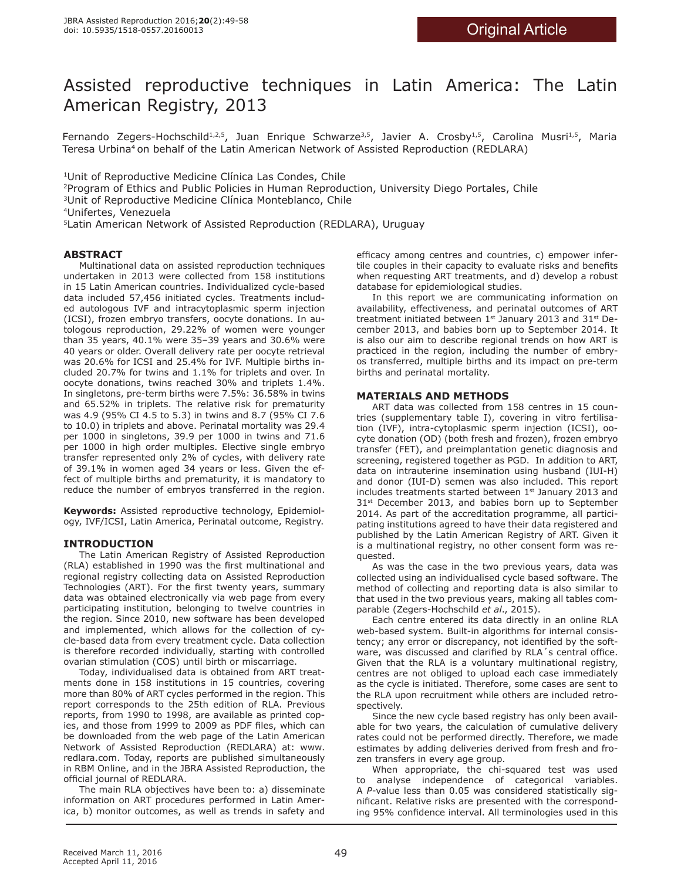Original Article

# Assisted reproductive techniques in Latin America: The Latin American Registry, 2013

Fernando Zegers-Hochschild[1,2,5], Juan Enrique Schwarze[3,5], Javier A. Crosby[1,5], Carolina Musri[1,5], Maria Teresa Urbina[4] on behalf of the Latin American Network of Assisted Reproduction (REDLARA)

[1]Unit of Reproductive Medicine Clínica Las Condes, Chile
[2]Program of Ethics and Public Policies in Human Reproduction, University Diego Portales, Chile
[3]Unit of Reproductive Medicine Clínica Monteblanco, Chile
[4]Unifertes, Venezuela
[5]Latin American Network of Assisted Reproduction (REDLARA), Uruguay

## ABSTRACT

Multinational data on assisted reproduction techniques undertaken in 2013 were collected from 158 institutions in 15 Latin American countries. Individualized cycle-based data included 57,456 initiated cycles. Treatments included autologous IVF and intracytoplasmic sperm injection (ICSI), frozen embryo transfers, oocyte donations. In autologous reproduction, 29.22% of women were younger than 35 years, 40.1% were 35–39 years and 30.6% were 40 years or older. Overall delivery rate per oocyte retrieval was 20.6% for ICSI and 25.4% for IVF. Multiple births included 20.7% for twins and 1.1% for triplets and over. In oocyte donations, twins reached 30% and triplets 1.4%. In singletons, pre-term births were 7.5%: 36.58% in twins and 65.52% in triplets. The relative risk for prematurity was 4.9 (95% CI 4.5 to 5.3) in twins and 8.7 (95% CI 7.6 to 10.0) in triplets and above. Perinatal mortality was 29.4 per 1000 in singletons, 39.9 per 1000 in twins and 71.6 per 1000 in high order multiples. Elective single embryo transfer represented only 2% of cycles, with delivery rate of 39.1% in women aged 34 years or less. Given the effect of multiple births and prematurity, it is mandatory to reduce the number of embryos transferred in the region.

**Keywords:** Assisted reproductive technology, Epidemiology, IVF/ICSI, Latin America, Perinatal outcome, Registry.

## INTRODUCTION

The Latin American Registry of Assisted Reproduction (RLA) established in 1990 was the first multinational and regional registry collecting data on Assisted Reproduction Technologies (ART). For the first twenty years, summary data was obtained electronically via web page from every participating institution, belonging to twelve countries in the region. Since 2010, new software has been developed and implemented, which allows for the collection of cycle-based data from every treatment cycle. Data collection is therefore recorded individually, starting with controlled ovarian stimulation (COS) until birth or miscarriage.

Today, individualised data is obtained from ART treatments done in 158 institutions in 15 countries, covering more than 80% of ART cycles performed in the region. This report corresponds to the 25th edition of RLA. Previous reports, from 1990 to 1998, are available as printed copies, and those from 1999 to 2009 as PDF files, which can be downloaded from the web page of the Latin American Network of Assisted Reproduction (REDLARA) at: www.redlara.com. Today, reports are published simultaneously in RBM Online, and in the JBRA Assisted Reproduction, the official journal of REDLARA.

The main RLA objectives have been to: a) disseminate information on ART procedures performed in Latin America, b) monitor outcomes, as well as trends in safety and efficacy among centres and countries, c) empower infertile couples in their capacity to evaluate risks and benefits when requesting ART treatments, and d) develop a robust database for epidemiological studies.

In this report we are communicating information on availability, effectiveness, and perinatal outcomes of ART treatment initiated between 1st January 2013 and 31st December 2013, and babies born up to September 2014. It is also our aim to describe regional trends on how ART is practiced in the region, including the number of embryos transferred, multiple births and its impact on pre-term births and perinatal mortality.

## MATERIALS AND METHODS

ART data was collected from 158 centres in 15 countries (supplementary table I), covering in vitro fertilisation (IVF), intra-cytoplasmic sperm injection (ICSI), oocyte donation (OD) (both fresh and frozen), frozen embryo transfer (FET), and preimplantation genetic diagnosis and screening, registered together as PGD. In addition to ART, data on intrauterine insemination using husband (IUI-H) and donor (IUI-D) semen was also included. This report includes treatments started between 1st January 2013 and 31st December 2013, and babies born up to September 2014. As part of the accreditation programme, all participating institutions agreed to have their data registered and published by the Latin American Registry of ART. Given it is a multinational registry, no other consent form was requested.

As was the case in the two previous years, data was collected using an individualised cycle based software. The method of collecting and reporting data is also similar to that used in the two previous years, making all tables comparable (Zegers-Hochschild *et al*., 2015).

Each centre entered its data directly in an online RLA web-based system. Built-in algorithms for internal consistency; any error or discrepancy, not identified by the software, was discussed and clarified by RLA´s central office. Given that the RLA is a voluntary multinational registry, centres are not obliged to upload each case immediately as the cycle is initiated. Therefore, some cases are sent to the RLA upon recruitment while others are included retrospectively.

Since the new cycle based registry has only been available for two years, the calculation of cumulative delivery rates could not be performed directly. Therefore, we made estimates by adding deliveries derived from fresh and frozen transfers in every age group.

When appropriate, the chi-squared test was used to analyse independence of categorical variables. A $P$-value less than 0.05 was considered statistically significant. Relative risks are presented with the corresponding 95% confidence interval. All terminologies used in this

Received March 11, 2016
Accepted April 11, 2016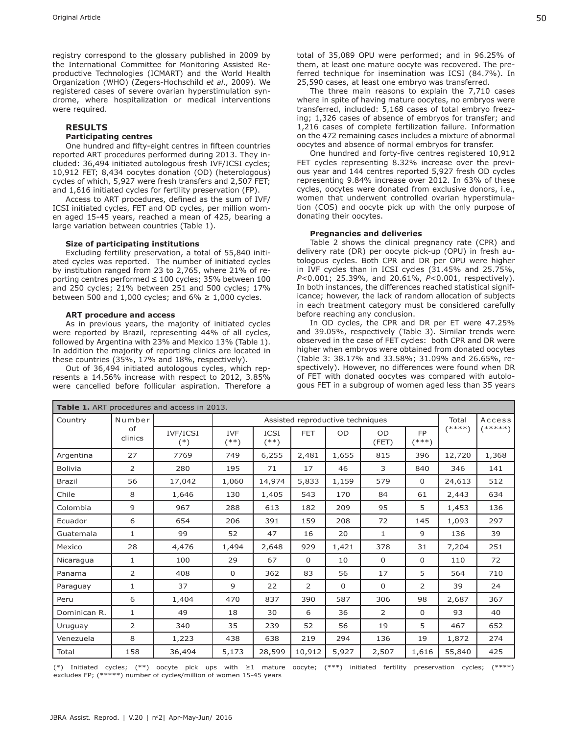registry correspond to the glossary published in 2009 by the International Committee for Monitoring Assisted Reproductive Technologies (ICMART) and the World Health Organization (WHO) (Zegers-Hochschild *et al*., 2009). We registered cases of severe ovarian hyperstimulation syndrome, where hospitalization or medical interventions were required.

## RESULTS

### Participating centres

One hundred and fifty-eight centres in fifteen countries reported ART procedures performed during 2013. They included: 36,494 initiated autologous fresh IVF/ICSI cycles; 10,912 FET; 8,434 oocytes donation (OD) (heterologous) cycles of which, 5,927 were fresh transfers and 2,507 FET; and 1,616 initiated cycles for fertility preservation (FP).

Access to ART procedures, defined as the sum of IVF/ICSI initiated cycles, FET and OD cycles, per million women aged 15-45 years, reached a mean of 425, bearing a large variation between countries (Table 1).

### Size of participating institutions

Excluding fertility preservation, a total of 55,840 initiated cycles was reported. The number of initiated cycles by institution ranged from 23 to 2,765, where 21% of reporting centres performed ≤ 100 cycles; 35% between 100 and 250 cycles; 21% between 251 and 500 cycles; 17% between 500 and 1,000 cycles; and 6% ≥ 1,000 cycles.

### ART procedure and access

As in previous years, the majority of initiated cycles were reported by Brazil, representing 44% of all cycles, followed by Argentina with 23% and Mexico 13% (Table 1). In addition the majority of reporting clinics are located in these countries (35%, 17% and 18%, respectively).

Out of 36,494 initiated autologous cycles, which represents a 14.56% increase with respect to 2012, 3.85% were cancelled before follicular aspiration. Therefore a total of 35,089 OPU were performed; and in 96.25% of them, at least one mature oocyte was recovered. The preferred technique for insemination was ICSI (84.7%). In 25,590 cases, at least one embryo was transferred.

The three main reasons to explain the 7,710 cases where in spite of having mature oocytes, no embryos were transferred, included: 5,168 cases of total embryo freezing; 1,326 cases of absence of embryos for transfer; and 1,216 cases of complete fertilization failure. Information on the 472 remaining cases includes a mixture of abnormal oocytes and absence of normal embryos for transfer.

One hundred and forty-five centres registered 10,912 FET cycles representing 8.32% increase over the previous year and 144 centres reported 5,927 fresh OD cycles representing 9.84% increase over 2012. In 63% of these cycles, oocytes were donated from exclusive donors, i.e., women that underwent controlled ovarian hyperstimulation (COS) and oocyte pick up with the only purpose of donating their oocytes.

### Pregnancies and deliveries

Table 2 shows the clinical pregnancy rate (CPR) and delivery rate (DR) per oocyte pick-up (OPU) in fresh autologous cycles. Both CPR and DR per OPU were higher in IVF cycles than in ICSI cycles (31.45% and 25.75%, $P<0.001$; 25.39%, and 20.61%, $P<0.001$, respectively). In both instances, the differences reached statistical significance; however, the lack of random allocation of subjects in each treatment category must be considered carefully before reaching any conclusion.

In OD cycles, the CPR and DR per ET were 47.25% and 39.05%, respectively (Table 3). Similar trends were observed in the case of FET cycles: both CPR and DR were higher when embryos were obtained from donated oocytes (Table 3: 38.17% and 33.58%; 31.09% and 26.65%, respectively). However, no differences were found when DR of FET with donated oocytes was compared with autologous FET in a subgroup of women aged less than 35 years

**Table 1.** ART procedures and access in 2013.

| Country | Number of clinics | Assisted reproductive techniques | | | | | | | Total (****) | Access (*****) |
|---|---|---|---|---|---|---|---|---|---|---|
| | | IVF/ICSI (*) | IVF (**) | ICSI (**) | FET | OD | OD (FET) | FP (***) | | |
| Argentina | 27 | 7769 | 749 | 6,255 | 2,481 | 1,655 | 815 | 396 | 12,720 | 1,368 |
| Bolivia | 2 | 280 | 195 | 71 | 17 | 46 | 3 | 840 | 346 | 141 |
| Brazil | 56 | 17,042 | 1,060 | 14,974 | 5,833 | 1,159 | 579 | 0 | 24,613 | 512 |
| Chile | 8 | 1,646 | 130 | 1,405 | 543 | 170 | 84 | 61 | 2,443 | 634 |
| Colombia | 9 | 967 | 288 | 613 | 182 | 209 | 95 | 5 | 1,453 | 136 |
| Ecuador | 6 | 654 | 206 | 391 | 159 | 208 | 72 | 145 | 1,093 | 297 |
| Guatemala | 1 | 99 | 52 | 47 | 16 | 20 | 1 | 9 | 136 | 39 |
| Mexico | 28 | 4,476 | 1,494 | 2,648 | 929 | 1,421 | 378 | 31 | 7,204 | 251 |
| Nicaragua | 1 | 100 | 29 | 67 | 0 | 10 | 0 | 0 | 110 | 72 |
| Panama | 2 | 408 | 0 | 362 | 83 | 56 | 17 | 5 | 564 | 710 |
| Paraguay | 1 | 37 | 9 | 22 | 2 | 0 | 0 | 2 | 39 | 24 |
| Peru | 6 | 1,404 | 470 | 837 | 390 | 587 | 306 | 98 | 2,687 | 367 |
| Dominican R. | 1 | 49 | 18 | 30 | 6 | 36 | 2 | 0 | 93 | 40 |
| Uruguay | 2 | 340 | 35 | 239 | 52 | 56 | 19 | 5 | 467 | 652 |
| Venezuela | 8 | 1,223 | 438 | 638 | 219 | 294 | 136 | 19 | 1,872 | 274 |
| Total | 158 | 36,494 | 5,173 | 28,599 | 10,912 | 5,927 | 2,507 | 1,616 | 55,840 | 425 |

(*) Initiated cycles; (**) oocyte pick ups with ≥1 mature oocyte; (***) initiated fertility preservation cycles; (****) excludes FP; (*****) number of cycles/million of women 15-45 years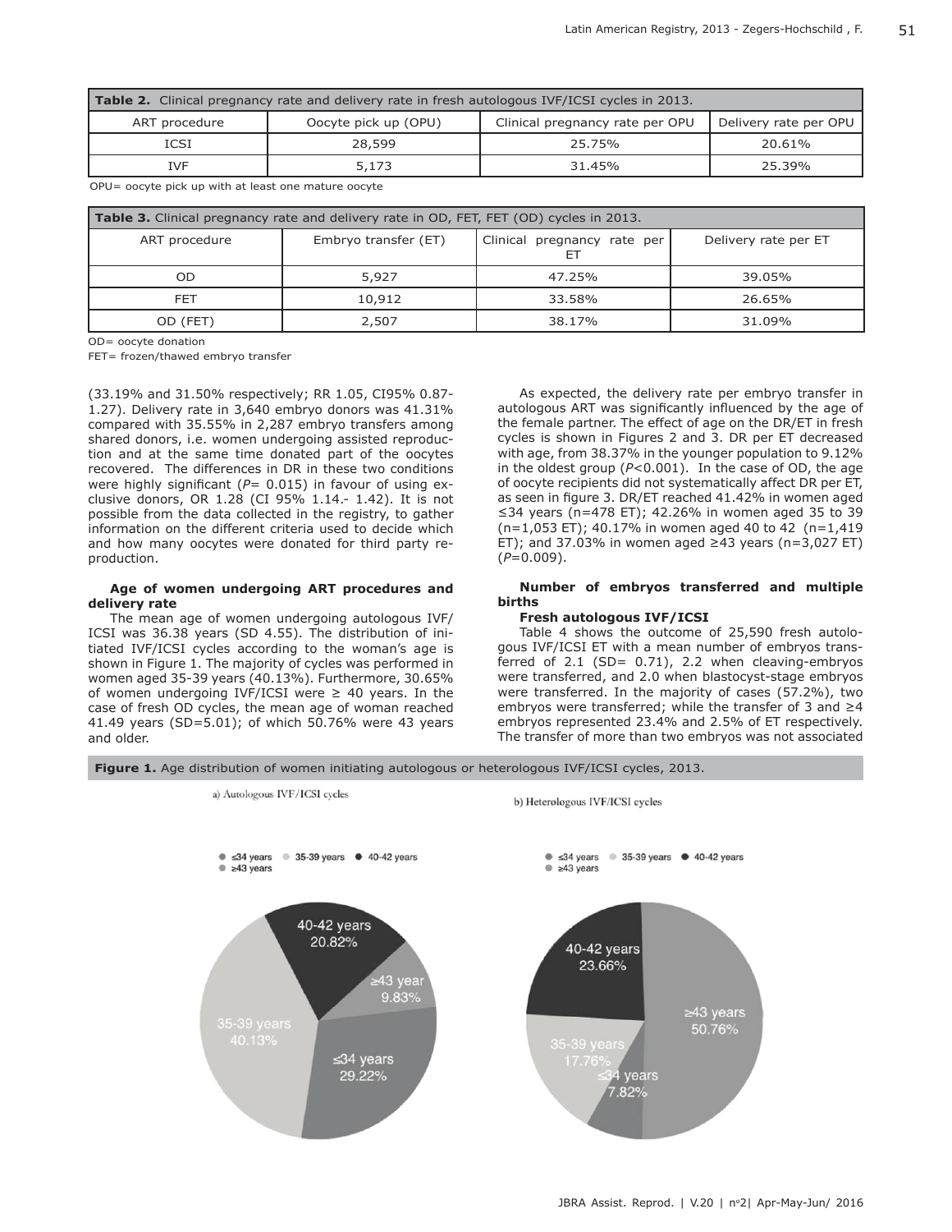**Table 2.** Clinical pregnancy rate and delivery rate in fresh autologous IVF/ICSI cycles in 2013.

| ART procedure | Oocyte pick up (OPU) | Clinical pregnancy rate per OPU | Delivery rate per OPU |
|---|---|---|---|
| ICSI | 28,599 | 25.75% | 20.61% |
| IVF | 5,173 | 31.45% | 25.39% |

OPU= oocyte pick up with at least one mature oocyte

**Table 3.** Clinical pregnancy rate and delivery rate in OD, FET, FET (OD) cycles in 2013.

| ART procedure | Embryo transfer (ET) | Clinical pregnancy rate per ET | Delivery rate per ET |
|---|---|---|---|
| OD | 5,927 | 47.25% | 39.05% |
| FET | 10,912 | 33.58% | 26.65% |
| OD (FET) | 2,507 | 38.17% | 31.09% |

OD= oocyte donation

FET= frozen/thawed embryo transfer

(33.19% and 31.50% respectively; RR 1.05, CI95% 0.87-1.27). Delivery rate in 3,640 embryo donors was 41.31% compared with 35.55% in 2,287 embryo transfers among shared donors, i.e. women undergoing assisted reproduction and at the same time donated part of the oocytes recovered. The differences in DR in these two conditions were highly significant (*P*= 0.015) in favour of using exclusive donors, OR 1.28 (CI 95% 1.14.- 1.42). It is not possible from the data collected in the registry, to gather information on the different criteria used to decide which and how many oocytes were donated for third party reproduction.

**Age of women undergoing ART procedures and delivery rate**

The mean age of women undergoing autologous IVF/ICSI was 36.38 years (SD 4.55). The distribution of initiated IVF/ICSI cycles according to the woman's age is shown in Figure 1. The majority of cycles was performed in women aged 35-39 years (40.13%). Furthermore, 30.65% of women undergoing IVF/ICSI were ≥ 40 years. In the case of fresh OD cycles, the mean age of woman reached 41.49 years (SD=5.01); of which 50.76% were 43 years and older.

As expected, the delivery rate per embryo transfer in autologous ART was significantly influenced by the age of the female partner. The effect of age on the DR/ET in fresh cycles is shown in Figures 2 and 3. DR per ET decreased with age, from 38.37% in the younger population to 9.12% in the oldest group (*P*<0.001). In the case of OD, the age of oocyte recipients did not systematically affect DR per ET, as seen in figure 3. DR/ET reached 41.42% in women aged ≤34 years (n=478 ET); 42.26% in women aged 35 to 39 (n=1,053 ET); 40.17% in women aged 40 to 42 (n=1,419 ET); and 37.03% in women aged ≥43 years (n=3,027 ET) (*P*=0.009).

**Number of embryos transferred and multiple births**

**Fresh autologous IVF/ICSI**

Table 4 shows the outcome of 25,590 fresh autologous IVF/ICSI ET with a mean number of embryos transferred of 2.1 (SD= 0.71), 2.2 when cleaving-embryos were transferred, and 2.0 when blastocyst-stage embryos were transferred. In the majority of cases (57.2%), two embryos were transferred; while the transfer of 3 and ≥4 embryos represented 23.4% and 2.5% of ET respectively. The transfer of more than two embryos was not associated

**Figure 1.** Age distribution of women initiating autologous or heterologous IVF/ICSI cycles, 2013.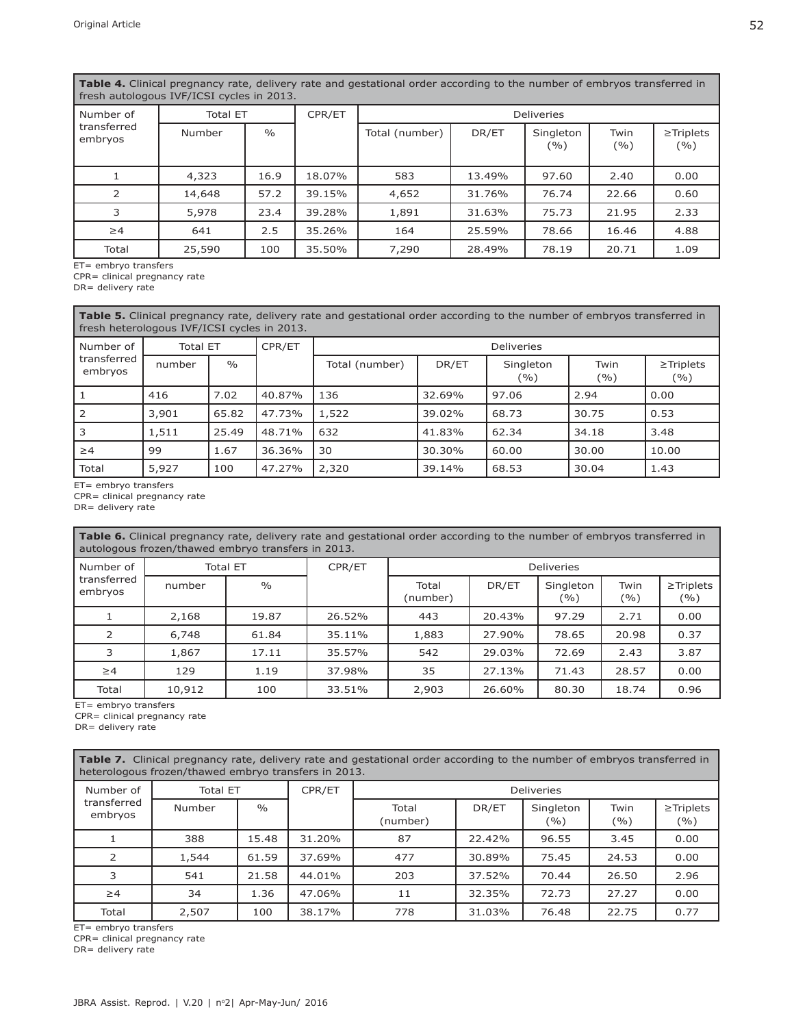**Table 4.** Clinical pregnancy rate, delivery rate and gestational order according to the number of embryos transferred in fresh autologous IVF/ICSI cycles in 2013.

| Number of transferred embryos | Total ET | | CPR/ET | Deliveries | | | | |
|---|---|---|---|---|---|---|---|---|
| | Number | % | | Total (number) | DR/ET | Singleton (%) | Twin (%) | ≥Triplets (%) |
| 1 | 4,323 | 16.9 | 18.07% | 583 | 13.49% | 97.60 | 2.40 | 0.00 |
| 2 | 14,648 | 57.2 | 39.15% | 4,652 | 31.76% | 76.74 | 22.66 | 0.60 |
| 3 | 5,978 | 23.4 | 39.28% | 1,891 | 31.63% | 75.73 | 21.95 | 2.33 |
| ≥4 | 641 | 2.5 | 35.26% | 164 | 25.59% | 78.66 | 16.46 | 4.88 |
| Total | 25,590 | 100 | 35.50% | 7,290 | 28.49% | 78.19 | 20.71 | 1.09 |

ET= embryo transfers
CPR= clinical pregnancy rate
DR= delivery rate

**Table 5.** Clinical pregnancy rate, delivery rate and gestational order according to the number of embryos transferred in fresh heterologous IVF/ICSI cycles in 2013.

| Number of transferred embryos | Total ET | | CPR/ET | Deliveries | | | | |
|---|---|---|---|---|---|---|---|---|
| | number | % | | Total (number) | DR/ET | Singleton (%) | Twin (%) | ≥Triplets (%) |
| 1 | 416 | 7.02 | 40.87% | 136 | 32.69% | 97.06 | 2.94 | 0.00 |
| 2 | 3,901 | 65.82 | 47.73% | 1,522 | 39.02% | 68.73 | 30.75 | 0.53 |
| 3 | 1,511 | 25.49 | 48.71% | 632 | 41.83% | 62.34 | 34.18 | 3.48 |
| ≥4 | 99 | 1.67 | 36.36% | 30 | 30.30% | 60.00 | 30.00 | 10.00 |
| Total | 5,927 | 100 | 47.27% | 2,320 | 39.14% | 68.53 | 30.04 | 1.43 |

ET= embryo transfers
CPR= clinical pregnancy rate
DR= delivery rate

**Table 6.** Clinical pregnancy rate, delivery rate and gestational order according to the number of embryos transferred in autologous frozen/thawed embryo transfers in 2013.

| Number of transferred embryos | Total ET | | CPR/ET | Deliveries | | | | |
|---|---|---|---|---|---|---|---|---|
| | number | % | | Total (number) | DR/ET | Singleton (%) | Twin (%) | ≥Triplets (%) |
| 1 | 2,168 | 19.87 | 26.52% | 443 | 20.43% | 97.29 | 2.71 | 0.00 |
| 2 | 6,748 | 61.84 | 35.11% | 1,883 | 27.90% | 78.65 | 20.98 | 0.37 |
| 3 | 1,867 | 17.11 | 35.57% | 542 | 29.03% | 72.69 | 2.43 | 3.87 |
| ≥4 | 129 | 1.19 | 37.98% | 35 | 27.13% | 71.43 | 28.57 | 0.00 |
| Total | 10,912 | 100 | 33.51% | 2,903 | 26.60% | 80.30 | 18.74 | 0.96 |

ET= embryo transfers
CPR= clinical pregnancy rate
DR= delivery rate

**Table 7.** Clinical pregnancy rate, delivery rate and gestational order according to the number of embryos transferred in heterologous frozen/thawed embryo transfers in 2013.

| Number of transferred embryos | Total ET | | CPR/ET | Deliveries | | | | |
|---|---|---|---|---|---|---|---|---|
| | Number | % | | Total (number) | DR/ET | Singleton (%) | Twin (%) | ≥Triplets (%) |
| 1 | 388 | 15.48 | 31.20% | 87 | 22.42% | 96.55 | 3.45 | 0.00 |
| 2 | 1,544 | 61.59 | 37.69% | 477 | 30.89% | 75.45 | 24.53 | 0.00 |
| 3 | 541 | 21.58 | 44.01% | 203 | 37.52% | 70.44 | 26.50 | 2.96 |
| ≥4 | 34 | 1.36 | 47.06% | 11 | 32.35% | 72.73 | 27.27 | 0.00 |
| Total | 2,507 | 100 | 38.17% | 778 | 31.03% | 76.48 | 22.75 | 0.77 |

ET= embryo transfers
CPR= clinical pregnancy rate
DR= delivery rate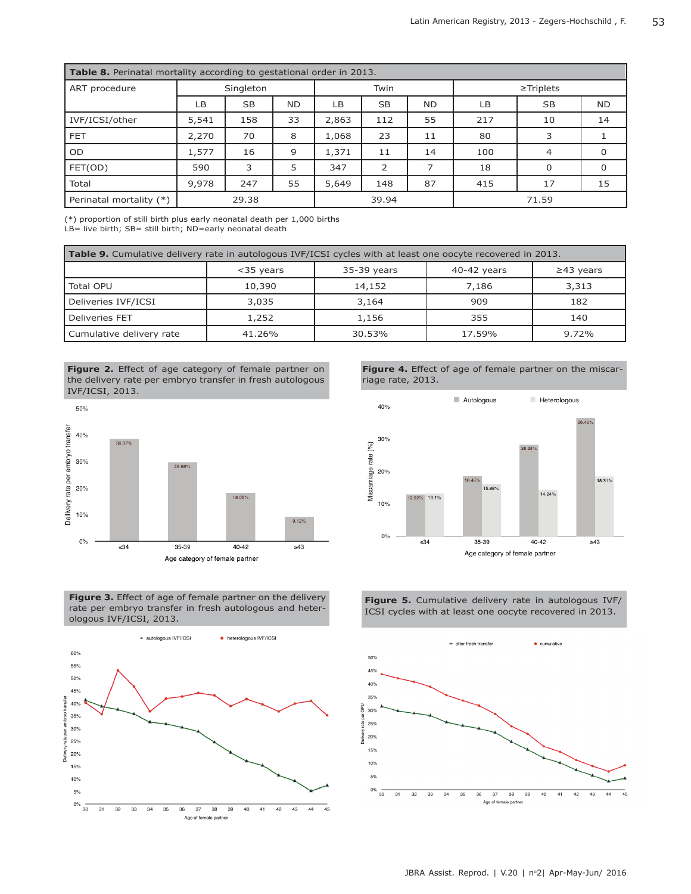**Table 8.** Perinatal mortality according to gestational order in 2013.

| ART procedure | Singleton | | | Twin | | | ≥Triplets | | |
|---|---|---|---|---|---|---|---|---|---|
| | LB | SB | ND | LB | SB | ND | LB | SB | ND |
| IVF/ICSI/other | 5,541 | 158 | 33 | 2,863 | 112 | 55 | 217 | 10 | 14 |
| FET | 2,270 | 70 | 8 | 1,068 | 23 | 11 | 80 | 3 | 1 |
| OD | 1,577 | 16 | 9 | 1,371 | 11 | 14 | 100 | 4 | 0 |
| FET(OD) | 590 | 3 | 5 | 347 | 2 | 7 | 18 | 0 | 0 |
| Total | 9,978 | 247 | 55 | 5,649 | 148 | 87 | 415 | 17 | 15 |
| Perinatal mortality (*) | 29.38 | | | 39.94 | | | 71.59 | | |

(*) proportion of still birth plus early neonatal death per 1,000 births
LB= live birth; SB= still birth; ND=early neonatal death

**Table 9.** Cumulative delivery rate in autologous IVF/ICSI cycles with at least one oocyte recovered in 2013.

| | <35 years | 35-39 years | 40-42 years | ≥43 years |
|---|---|---|---|---|
| Total OPU | 10,390 | 14,152 | 7,186 | 3,313 |
| Deliveries IVF/ICSI | 3,035 | 3,164 | 909 | 182 |
| Deliveries FET | 1,252 | 1,156 | 355 | 140 |
| Cumulative delivery rate | 41.26% | 30.53% | 17.59% | 9.72% |

**Figure 2.** Effect of age category of female partner on the delivery rate per embryo transfer in fresh autologous IVF/ICSI, 2013.

**Figure 4.** Effect of age of female partner on the miscarriage rate, 2013.

**Figure 3.** Effect of age of female partner on the delivery rate per embryo transfer in fresh autologous and heterologous IVF/ICSI, 2013.

**Figure 5.** Cumulative delivery rate in autologous IVF/ICSI cycles with at least one oocyte recovered in 2013.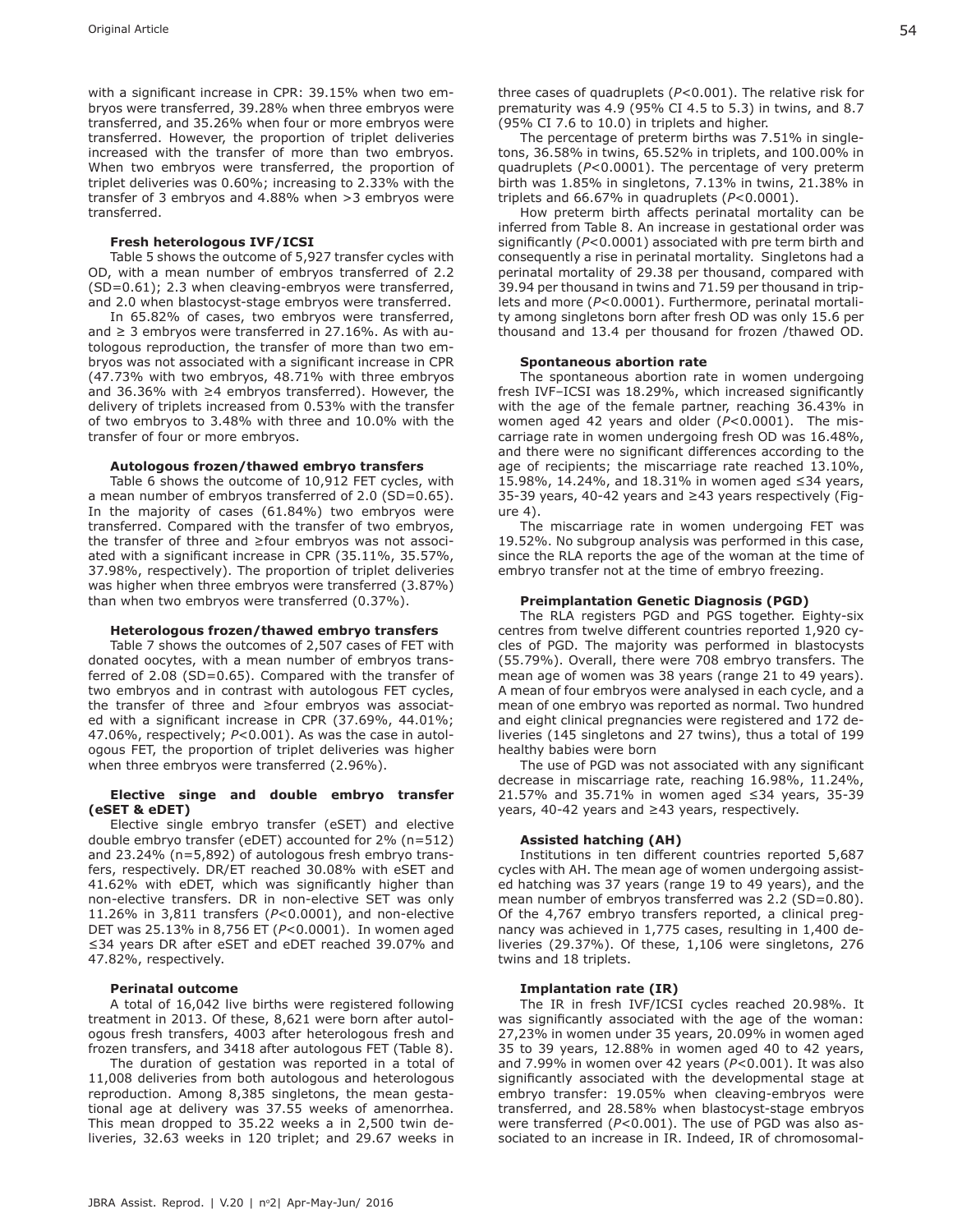with a significant increase in CPR: 39.15% when two embryos were transferred, 39.28% when three embryos were transferred, and 35.26% when four or more embryos were transferred. However, the proportion of triplet deliveries increased with the transfer of more than two embryos. When two embryos were transferred, the proportion of triplet deliveries was 0.60%; increasing to 2.33% with the transfer of 3 embryos and 4.88% when >3 embryos were transferred.

### Fresh heterologous IVF/ICSI

Table 5 shows the outcome of 5,927 transfer cycles with OD, with a mean number of embryos transferred of 2.2 (SD=0.61); 2.3 when cleaving-embryos were transferred, and 2.0 when blastocyst-stage embryos were transferred.

In 65.82% of cases, two embryos were transferred, and ≥ 3 embryos were transferred in 27.16%. As with autologous reproduction, the transfer of more than two embryos was not associated with a significant increase in CPR (47.73% with two embryos, 48.71% with three embryos and 36.36% with ≥4 embryos transferred). However, the delivery of triplets increased from 0.53% with the transfer of two embryos to 3.48% with three and 10.0% with the transfer of four or more embryos.

### Autologous frozen/thawed embryo transfers

Table 6 shows the outcome of 10,912 FET cycles, with a mean number of embryos transferred of 2.0 (SD=0.65). In the majority of cases (61.84%) two embryos were transferred. Compared with the transfer of two embryos, the transfer of three and ≥four embryos was not associated with a significant increase in CPR (35.11%, 35.57%, 37.98%, respectively). The proportion of triplet deliveries was higher when three embryos were transferred (3.87%) than when two embryos were transferred (0.37%).

### Heterologous frozen/thawed embryo transfers

Table 7 shows the outcomes of 2,507 cases of FET with donated oocytes, with a mean number of embryos transferred of 2.08 (SD=0.65). Compared with the transfer of two embryos and in contrast with autologous FET cycles, the transfer of three and ≥four embryos was associated with a significant increase in CPR (37.69%, 44.01%; 47.06%, respectively; *P*<0.001). As was the case in autologous FET, the proportion of triplet deliveries was higher when three embryos were transferred (2.96%).

### Elective singe and double embryo transfer (eSET & eDET)

Elective single embryo transfer (eSET) and elective double embryo transfer (eDET) accounted for 2% (n=512) and 23.24% (n=5,892) of autologous fresh embryo transfers, respectively. DR/ET reached 30.08% with eSET and 41.62% with eDET, which was significantly higher than non-elective transfers. DR in non-elective SET was only 11.26% in 3,811 transfers (*P*<0.0001), and non-elective DET was 25.13% in 8,756 ET (*P*<0.0001). In women aged ≤34 years DR after eSET and eDET reached 39.07% and 47.82%, respectively.

### Perinatal outcome

A total of 16,042 live births were registered following treatment in 2013. Of these, 8,621 were born after autologous fresh transfers, 4003 after heterologous fresh and frozen transfers, and 3418 after autologous FET (Table 8).

The duration of gestation was reported in a total of 11,008 deliveries from both autologous and heterologous reproduction. Among 8,385 singletons, the mean gestational age at delivery was 37.55 weeks of amenorrhea. This mean dropped to 35.22 weeks a in 2,500 twin deliveries, 32.63 weeks in 120 triplet; and 29.67 weeks in three cases of quadruplets (*P*<0.001). The relative risk for prematurity was 4.9 (95% CI 4.5 to 5.3) in twins, and 8.7 (95% CI 7.6 to 10.0) in triplets and higher.

The percentage of preterm births was 7.51% in singletons, 36.58% in twins, 65.52% in triplets, and 100.00% in quadruplets (*P*<0.0001). The percentage of very preterm birth was 1.85% in singletons, 7.13% in twins, 21.38% in triplets and 66.67% in quadruplets (*P*<0.0001).

How preterm birth affects perinatal mortality can be inferred from Table 8. An increase in gestational order was significantly (*P*<0.0001) associated with pre term birth and consequently a rise in perinatal mortality. Singletons had a perinatal mortality of 29.38 per thousand, compared with 39.94 per thousand in twins and 71.59 per thousand in triplets and more (*P*<0.0001). Furthermore, perinatal mortality among singletons born after fresh OD was only 15.6 per thousand and 13.4 per thousand for frozen /thawed OD.

### Spontaneous abortion rate

The spontaneous abortion rate in women undergoing fresh IVF–ICSI was 18.29%, which increased significantly with the age of the female partner, reaching 36.43% in women aged 42 years and older (*P*<0.0001). The miscarriage rate in women undergoing fresh OD was 16.48%, and there were no significant differences according to the age of recipients; the miscarriage rate reached 13.10%, 15.98%, 14.24%, and 18.31% in women aged ≤34 years, 35-39 years, 40-42 years and ≥43 years respectively (Figure 4).

The miscarriage rate in women undergoing FET was 19.52%. No subgroup analysis was performed in this case, since the RLA reports the age of the woman at the time of embryo transfer not at the time of embryo freezing.

### Preimplantation Genetic Diagnosis (PGD)

The RLA registers PGD and PGS together. Eighty-six centres from twelve different countries reported 1,920 cycles of PGD. The majority was performed in blastocysts (55.79%). Overall, there were 708 embryo transfers. The mean age of women was 38 years (range 21 to 49 years). A mean of four embryos were analysed in each cycle, and a mean of one embryo was reported as normal. Two hundred and eight clinical pregnancies were registered and 172 deliveries (145 singletons and 27 twins), thus a total of 199 healthy babies were born

The use of PGD was not associated with any significant decrease in miscarriage rate, reaching 16.98%, 11.24%, 21.57% and 35.71% in women aged ≤34 years, 35-39 years, 40-42 years and ≥43 years, respectively.

### Assisted hatching (AH)

Institutions in ten different countries reported 5,687 cycles with AH. The mean age of women undergoing assisted hatching was 37 years (range 19 to 49 years), and the mean number of embryos transferred was 2.2 (SD=0.80). Of the 4,767 embryo transfers reported, a clinical pregnancy was achieved in 1,775 cases, resulting in 1,400 deliveries (29.37%). Of these, 1,106 were singletons, 276 twins and 18 triplets.

### Implantation rate (IR)

The IR in fresh IVF/ICSI cycles reached 20.98%. It was significantly associated with the age of the woman: 27,23% in women under 35 years, 20.09% in women aged 35 to 39 years, 12.88% in women aged 40 to 42 years, and 7.99% in women over 42 years (*P*<0.001). It was also significantly associated with the developmental stage at embryo transfer: 19.05% when cleaving-embryos were transferred, and 28.58% when blastocyst-stage embryos were transferred (*P*<0.001). The use of PGD was also associated to an increase in IR. Indeed, IR of chromosomal-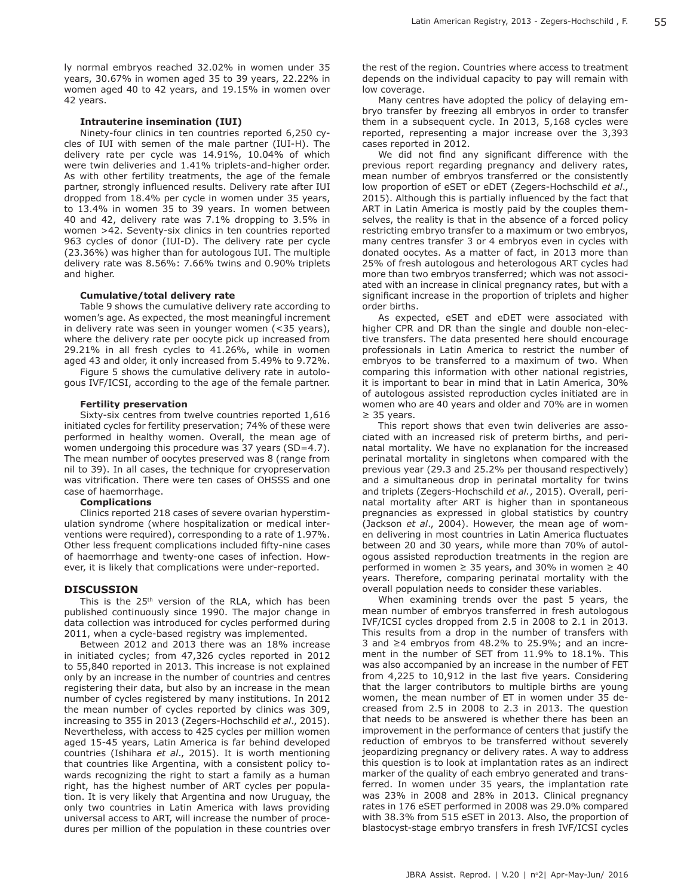ly normal embryos reached 32.02% in women under 35 years, 30.67% in women aged 35 to 39 years, 22.22% in women aged 40 to 42 years, and 19.15% in women over 42 years.

**Intrauterine insemination (IUI)**

Ninety-four clinics in ten countries reported 6,250 cycles of IUI with semen of the male partner (IUI-H). The delivery rate per cycle was 14.91%, 10.04% of which were twin deliveries and 1.41% triplets-and-higher order. As with other fertility treatments, the age of the female partner, strongly influenced results. Delivery rate after IUI dropped from 18.4% per cycle in women under 35 years, to 13.4% in women 35 to 39 years. In women between 40 and 42, delivery rate was 7.1% dropping to 3.5% in women >42. Seventy-six clinics in ten countries reported 963 cycles of donor (IUI-D). The delivery rate per cycle (23.36%) was higher than for autologous IUI. The multiple delivery rate was 8.56%: 7.66% twins and 0.90% triplets and higher.

**Cumulative/total delivery rate**

Table 9 shows the cumulative delivery rate according to women's age. As expected, the most meaningful increment in delivery rate was seen in younger women (<35 years), where the delivery rate per oocyte pick up increased from 29.21% in all fresh cycles to 41.26%, while in women aged 43 and older, it only increased from 5.49% to 9.72%.

Figure 5 shows the cumulative delivery rate in autologous IVF/ICSI, according to the age of the female partner.

**Fertility preservation**

Sixty-six centres from twelve countries reported 1,616 initiated cycles for fertility preservation; 74% of these were performed in healthy women. Overall, the mean age of women undergoing this procedure was 37 years (SD=4.7). The mean number of oocytes preserved was 8 (range from nil to 39). In all cases, the technique for cryopreservation was vitrification. There were ten cases of OHSSS and one case of haemorrhage.

**Complications**

Clinics reported 218 cases of severe ovarian hyperstimulation syndrome (where hospitalization or medical interventions were required), corresponding to a rate of 1.97%. Other less frequent complications included fifty-nine cases of haemorrhage and twenty-one cases of infection. However, it is likely that complications were under-reported.

## DISCUSSION

This is the 25th version of the RLA, which has been published continuously since 1990. The major change in data collection was introduced for cycles performed during 2011, when a cycle-based registry was implemented.

Between 2012 and 2013 there was an 18% increase in initiated cycles; from 47,326 cycles reported in 2012 to 55,840 reported in 2013. This increase is not explained only by an increase in the number of countries and centres registering their data, but also by an increase in the mean number of cycles registered by many institutions. In 2012 the mean number of cycles reported by clinics was 309, increasing to 355 in 2013 (Zegers-Hochschild *et al*., 2015). Nevertheless, with access to 425 cycles per million women aged 15-45 years, Latin America is far behind developed countries (Ishihara *et al*., 2015). It is worth mentioning that countries like Argentina, with a consistent policy towards recognizing the right to start a family as a human right, has the highest number of ART cycles per population. It is very likely that Argentina and now Uruguay, the only two countries in Latin America with laws providing universal access to ART, will increase the number of procedures per million of the population in these countries over the rest of the region. Countries where access to treatment depends on the individual capacity to pay will remain with low coverage.

Many centres have adopted the policy of delaying embryo transfer by freezing all embryos in order to transfer them in a subsequent cycle. In 2013, 5,168 cycles were reported, representing a major increase over the 3,393 cases reported in 2012.

We did not find any significant difference with the previous report regarding pregnancy and delivery rates, mean number of embryos transferred or the consistently low proportion of eSET or eDET (Zegers-Hochschild *et al*., 2015). Although this is partially influenced by the fact that ART in Latin America is mostly paid by the couples themselves, the reality is that in the absence of a forced policy restricting embryo transfer to a maximum or two embryos, many centres transfer 3 or 4 embryos even in cycles with donated oocytes. As a matter of fact, in 2013 more than 25% of fresh autologous and heterologous ART cycles had more than two embryos transferred; which was not associated with an increase in clinical pregnancy rates, but with a significant increase in the proportion of triplets and higher order births.

As expected, eSET and eDET were associated with higher CPR and DR than the single and double non-elective transfers. The data presented here should encourage professionals in Latin America to restrict the number of embryos to be transferred to a maximum of two. When comparing this information with other national registries, it is important to bear in mind that in Latin America, 30% of autologous assisted reproduction cycles initiated are in women who are 40 years and older and 70% are in women ≥ 35 years.

This report shows that even twin deliveries are associated with an increased risk of preterm births, and perinatal mortality. We have no explanation for the increased perinatal mortality in singletons when compared with the previous year (29.3 and 25.2% per thousand respectively) and a simultaneous drop in perinatal mortality for twins and triplets (Zegers-Hochschild *et al.*, 2015). Overall, perinatal mortality after ART is higher than in spontaneous pregnancies as expressed in global statistics by country (Jackson *et al*., 2004). However, the mean age of women delivering in most countries in Latin America fluctuates between 20 and 30 years, while more than 70% of autologous assisted reproduction treatments in the region are performed in women ≥ 35 years, and 30% in women ≥ 40 years. Therefore, comparing perinatal mortality with the overall population needs to consider these variables.

When examining trends over the past 5 years, the mean number of embryos transferred in fresh autologous IVF/ICSI cycles dropped from 2.5 in 2008 to 2.1 in 2013. This results from a drop in the number of transfers with 3 and ≥4 embryos from 48.2% to 25.9%; and an increment in the number of SET from 11.9% to 18.1%. This was also accompanied by an increase in the number of FET from 4,225 to 10,912 in the last five years. Considering that the larger contributors to multiple births are young women, the mean number of ET in women under 35 decreased from 2.5 in 2008 to 2.3 in 2013. The question that needs to be answered is whether there has been an improvement in the performance of centers that justify the reduction of embryos to be transferred without severely jeopardizing pregnancy or delivery rates. A way to address this question is to look at implantation rates as an indirect marker of the quality of each embryo generated and transferred. In women under 35 years, the implantation rate was 23% in 2008 and 28% in 2013. Clinical pregnancy rates in 176 eSET performed in 2008 was 29.0% compared with 38.3% from 515 eSET in 2013. Also, the proportion of blastocyst-stage embryo transfers in fresh IVF/ICSI cycles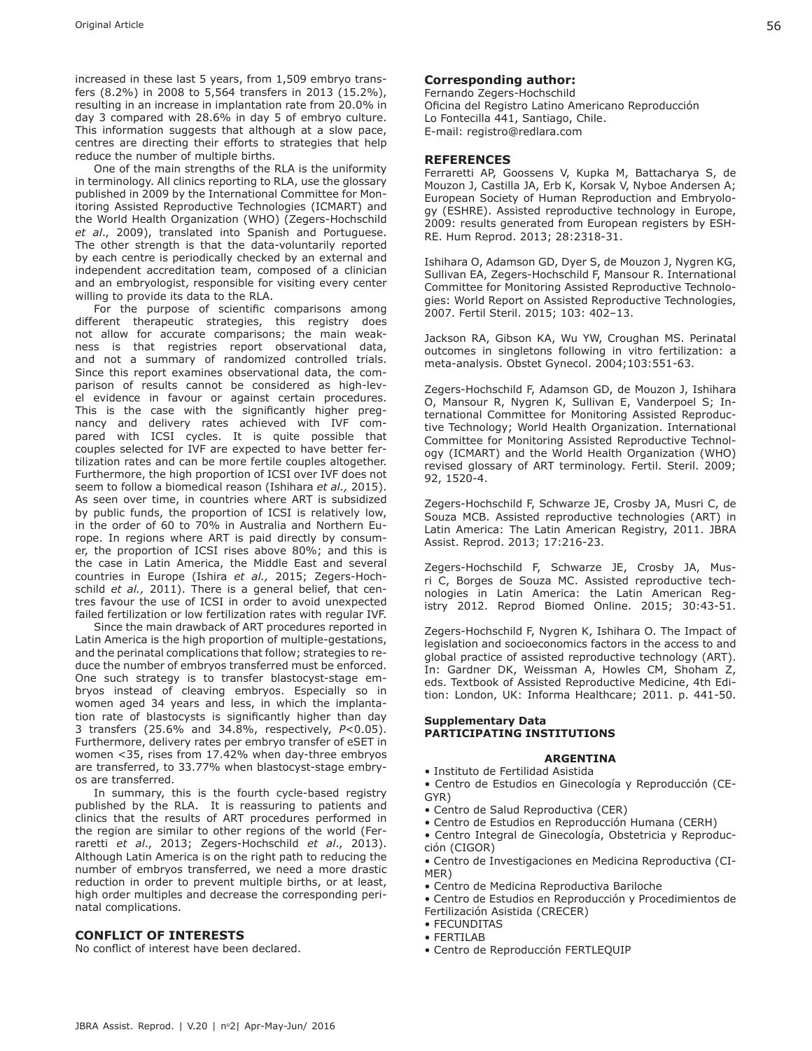increased in these last 5 years, from 1,509 embryo transfers (8.2%) in 2008 to 5,564 transfers in 2013 (15.2%), resulting in an increase in implantation rate from 20.0% in day 3 compared with 28.6% in day 5 of embryo culture. This information suggests that although at a slow pace, centres are directing their efforts to strategies that help reduce the number of multiple births.

One of the main strengths of the RLA is the uniformity in terminology. All clinics reporting to RLA, use the glossary published in 2009 by the International Committee for Monitoring Assisted Reproductive Technologies (ICMART) and the World Health Organization (WHO) (Zegers-Hochschild *et al*., 2009), translated into Spanish and Portuguese. The other strength is that the data-voluntarily reported by each centre is periodically checked by an external and independent accreditation team, composed of a clinician and an embryologist, responsible for visiting every center willing to provide its data to the RLA.

For the purpose of scientific comparisons among different therapeutic strategies, this registry does not allow for accurate comparisons; the main weakness is that registries report observational data, and not a summary of randomized controlled trials. Since this report examines observational data, the comparison of results cannot be considered as high-level evidence in favour or against certain procedures. This is the case with the significantly higher pregnancy and delivery rates achieved with IVF compared with ICSI cycles. It is quite possible that couples selected for IVF are expected to have better fertilization rates and can be more fertile couples altogether. Furthermore, the high proportion of ICSI over IVF does not seem to follow a biomedical reason (Ishihara *et al.,* 2015). As seen over time, in countries where ART is subsidized by public funds, the proportion of ICSI is relatively low, in the order of 60 to 70% in Australia and Northern Europe. In regions where ART is paid directly by consumer, the proportion of ICSI rises above 80%; and this is the case in Latin America, the Middle East and several countries in Europe (Ishira *et al.,* 2015; Zegers-Hochschild *et al.,* 2011). There is a general belief, that centres favour the use of ICSI in order to avoid unexpected failed fertilization or low fertilization rates with regular IVF.

Since the main drawback of ART procedures reported in Latin America is the high proportion of multiple-gestations, and the perinatal complications that follow; strategies to reduce the number of embryos transferred must be enforced. One such strategy is to transfer blastocyst-stage embryos instead of cleaving embryos. Especially so in women aged 34 years and less, in which the implantation rate of blastocysts is significantly higher than day 3 transfers (25.6% and 34.8%, respectively, $P<0.05$). Furthermore, delivery rates per embryo transfer of eSET in women <35, rises from 17.42% when day-three embryos are transferred, to 33.77% when blastocyst-stage embryos are transferred.

In summary, this is the fourth cycle-based registry published by the RLA. It is reassuring to patients and clinics that the results of ART procedures performed in the region are similar to other regions of the world (Ferraretti *et al*., 2013; Zegers-Hochschild *et al*., 2013). Although Latin America is on the right path to reducing the number of embryos transferred, we need a more drastic reduction in order to prevent multiple births, or at least, high order multiples and decrease the corresponding perinatal complications.

## CONFLICT OF INTERESTS

No conflict of interest have been declared.

**Corresponding author:**
Fernando Zegers-Hochschild
Oficina del Registro Latino Americano Reproducción
Lo Fontecilla 441, Santiago, Chile.
E-mail: registro@redlara.com

## REFERENCES

Ferraretti AP, Goossens V, Kupka M, Battacharya S, de Mouzon J, Castilla JA, Erb K, Korsak V, Nyboe Andersen A; European Society of Human Reproduction and Embryology (ESHRE). Assisted reproductive technology in Europe, 2009: results generated from European registers by ESHRE. Hum Reprod. 2013; 28:2318-31.

Ishihara O, Adamson GD, Dyer S, de Mouzon J, Nygren KG, Sullivan EA, Zegers-Hochschild F, Mansour R. International Committee for Monitoring Assisted Reproductive Technologies: World Report on Assisted Reproductive Technologies, 2007. Fertil Steril. 2015; 103: 402–13.

Jackson RA, Gibson KA, Wu YW, Croughan MS. Perinatal outcomes in singletons following in vitro fertilization: a meta-analysis. Obstet Gynecol. 2004;103:551-63.

Zegers-Hochschild F, Adamson GD, de Mouzon J, Ishihara O, Mansour R, Nygren K, Sullivan E, Vanderpoel S; International Committee for Monitoring Assisted Reproductive Technology; World Health Organization. International Committee for Monitoring Assisted Reproductive Technology (ICMART) and the World Health Organization (WHO) revised glossary of ART terminology. Fertil. Steril. 2009; 92, 1520-4.

Zegers-Hochschild F, Schwarze JE, Crosby JA, Musri C, de Souza MCB. Assisted reproductive technologies (ART) in Latin America: The Latin American Registry, 2011. JBRA Assist. Reprod. 2013; 17:216-23.

Zegers-Hochschild F, Schwarze JE, Crosby JA, Musri C, Borges de Souza MC. Assisted reproductive technologies in Latin America: the Latin American Registry 2012. Reprod Biomed Online. 2015; 30:43-51.

Zegers-Hochschild F, Nygren K, Ishihara O. The Impact of legislation and socioeconomics factors in the access to and global practice of assisted reproductive technology (ART). In: Gardner DK, Weissman A, Howles CM, Shoham Z, eds. Textbook of Assisted Reproductive Medicine, 4th Edition: London, UK: Informa Healthcare; 2011. p. 441-50.

**Supplementary Data**
**PARTICIPATING INSTITUTIONS**

**ARGENTINA**

- Instituto de Fertilidad Asistida
- Centro de Estudios en Ginecología y Reproducción (CEGYR)
- Centro de Salud Reproductiva (CER)
- Centro de Estudios en Reproducción Humana (CERH)
- Centro Integral de Ginecología, Obstetricia y Reproducción (CIGOR)
- Centro de Investigaciones en Medicina Reproductiva (CIMER)
- Centro de Medicina Reproductiva Bariloche
- Centro de Estudios en Reproducción y Procedimientos de Fertilización Asistida (CRECER)
- FECUNDITAS
- FERTILAB
- Centro de Reproducción FERTLEQUIP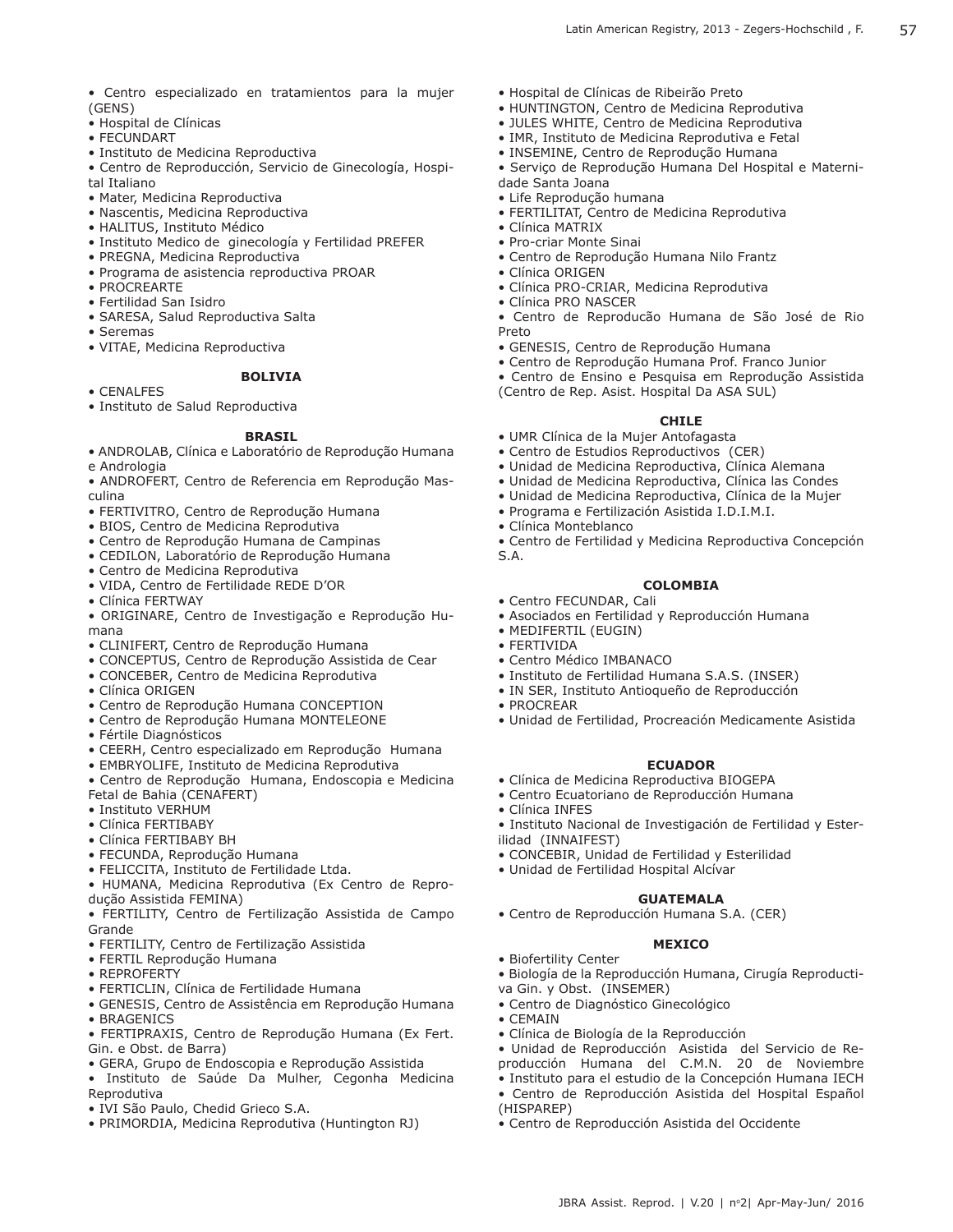- Centro especializado en tratamientos para la mujer (GENS)
- Hospital de Clínicas
- FECUNDART
- Instituto de Medicina Reproductiva
- Centro de Reproducción, Servicio de Ginecología, Hospital Italiano
- Mater, Medicina Reproductiva
- Nascentis, Medicina Reproductiva
- HALITUS, Instituto Médico
- Instituto Medico de ginecología y Fertilidad PREFER
- PREGNA, Medicina Reproductiva
- Programa de asistencia reproductiva PROAR
- PROCREARTE
- Fertilidad San Isidro
- SARESA, Salud Reproductiva Salta
- Seremas
- VITAE, Medicina Reproductiva

**BOLIVIA**

- CENALFES
- Instituto de Salud Reproductiva

**BRASIL**

- ANDROLAB, Clínica e Laboratório de Reprodução Humana e Andrologia
- ANDROFERT, Centro de Referencia em Reprodução Masculina
- FERTIVITRO, Centro de Reprodução Humana
- BIOS, Centro de Medicina Reprodutiva
- Centro de Reprodução Humana de Campinas
- CEDILON, Laboratório de Reprodução Humana
- Centro de Medicina Reprodutiva
- VIDA, Centro de Fertilidade REDE D'OR
- Clínica FERTWAY
- ORIGINARE, Centro de Investigação e Reprodução Humana
- CLINIFERT, Centro de Reprodução Humana
- CONCEPTUS, Centro de Reprodução Assistida de Cear
- CONCEBER, Centro de Medicina Reprodutiva
- Clínica ORIGEN
- Centro de Reprodução Humana CONCEPTION
- Centro de Reprodução Humana MONTELEONE
- Fértile Diagnósticos
- CEERH, Centro especializado em Reprodução Humana
- EMBRYOLIFE, Instituto de Medicina Reprodutiva
- Centro de Reprodução Humana, Endoscopia e Medicina Fetal de Bahia (CENAFERT)
- Instituto VERHUM
- Clínica FERTIBABY
- Clínica FERTIBABY BH
- FECUNDA, Reprodução Humana
- FELICCITA, Instituto de Fertilidade Ltda.
- HUMANA, Medicina Reprodutiva (Ex Centro de Reprodução Assistida FEMINA)
- FERTILITY, Centro de Fertilização Assistida de Campo Grande
- FERTILITY, Centro de Fertilização Assistida
- FERTIL Reprodução Humana
- REPROFERTY
- FERTICLIN, Clínica de Fertilidade Humana
- GENESIS, Centro de Assistência em Reprodução Humana
- BRAGENICS
- FERTIPRAXIS, Centro de Reprodução Humana (Ex Fert. Gin. e Obst. de Barra)
- GERA, Grupo de Endoscopia e Reprodução Assistida
- Instituto de Saúde Da Mulher, Cegonha Medicina Reprodutiva
- IVI São Paulo, Chedid Grieco S.A.
- PRIMORDIA, Medicina Reprodutiva (Huntington RJ)
- Hospital de Clínicas de Ribeirão Preto
- HUNTINGTON, Centro de Medicina Reprodutiva
- JULES WHITE, Centro de Medicina Reprodutiva
- IMR, Instituto de Medicina Reprodutiva e Fetal
- INSEMINE, Centro de Reprodução Humana
- Serviço de Reprodução Humana Del Hospital e Maternidade Santa Joana
- Life Reprodução humana
- FERTILITAT, Centro de Medicina Reprodutiva
- Clínica MATRIX
- Pro-criar Monte Sinai
- Centro de Reprodução Humana Nilo Frantz
- Clínica ORIGEN
- Clínica PRO-CRIAR, Medicina Reprodutiva
- Clínica PRO NASCER
- Centro de Reproducão Humana de São José de Rio Preto
- GENESIS, Centro de Reprodução Humana
- Centro de Reprodução Humana Prof. Franco Junior
- Centro de Ensino e Pesquisa em Reprodução Assistida (Centro de Rep. Asist. Hospital Da ASA SUL)

**CHILE**

- UMR Clínica de la Mujer Antofagasta
- Centro de Estudios Reproductivos (CER)
- Unidad de Medicina Reproductiva, Clínica Alemana
- Unidad de Medicina Reproductiva, Clínica las Condes
- Unidad de Medicina Reproductiva, Clínica de la Mujer
- Programa e Fertilización Asistida I.D.I.M.I.
- Clínica Monteblanco
- Centro de Fertilidad y Medicina Reproductiva Concepción S.A.

**COLOMBIA**

- Centro FECUNDAR, Cali
- Asociados en Fertilidad y Reproducción Humana
- MEDIFERTIL (EUGIN)
- FERTIVIDA
- Centro Médico IMBANACO
- Instituto de Fertilidad Humana S.A.S. (INSER)
- IN SER, Instituto Antioqueño de Reproducción
- PROCREAR
- Unidad de Fertilidad, Procreación Medicamente Asistida

**ECUADOR**

- Clínica de Medicina Reproductiva BIOGEPA
- Centro Ecuatoriano de Reproducción Humana
- Clínica INFES
- Instituto Nacional de Investigación de Fertilidad y Esterilidad (INNAIFEST)
- CONCEBIR, Unidad de Fertilidad y Esterilidad
- Unidad de Fertilidad Hospital Alcívar

**GUATEMALA**

- Centro de Reproducción Humana S.A. (CER)

**MEXICO**

- Biofertility Center
- Biología de la Reproducción Humana, Cirugía Reproductiva Gin. y Obst. (INSEMER)
- Centro de Diagnóstico Ginecológico
- CEMAIN
- Clínica de Biología de la Reproducción
- Unidad de Reproducción Asistida del Servicio de Reproducción Humana del C.M.N. 20 de Noviembre
- Instituto para el estudio de la Concepción Humana IECH
- Centro de Reproducción Asistida del Hospital Español (HISPAREP)
- Centro de Reproducción Asistida del Occidente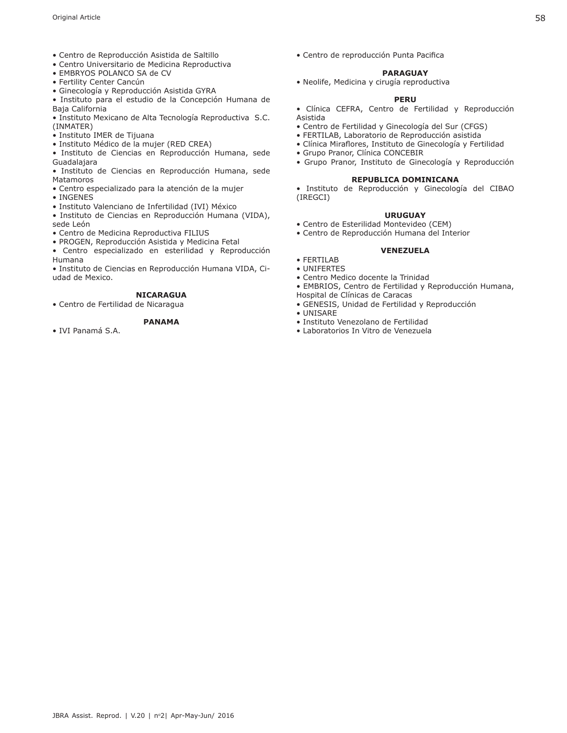- Centro de Reproducción Asistida de Saltillo
- Centro Universitario de Medicina Reproductiva
- EMBRYOS POLANCO SA de CV
- Fertility Center Cancún
- Ginecología y Reproducción Asistida GYRA
- Instituto para el estudio de la Concepción Humana de Baja California
- Instituto Mexicano de Alta Tecnología Reproductiva S.C. (INMATER)
- Instituto IMER de Tijuana
- Instituto Médico de la mujer (RED CREA)
- Instituto de Ciencias en Reproducción Humana, sede Guadalajara
- Instituto de Ciencias en Reproducción Humana, sede Matamoros
- Centro especializado para la atención de la mujer
- INGENES
- Instituto Valenciano de Infertilidad (IVI) México
- Instituto de Ciencias en Reproducción Humana (VIDA), sede León
- Centro de Medicina Reproductiva FILIUS
- PROGEN, Reproducción Asistida y Medicina Fetal
- Centro especializado en esterilidad y Reproducción Humana
- Instituto de Ciencias en Reproducción Humana VIDA, Ciudad de Mexico.

**NICARAGUA**

- Centro de Fertilidad de Nicaragua

**PANAMA**

- IVI Panamá S.A.
- Centro de reproducción Punta Pacifica

**PARAGUAY**

- Neolife, Medicina y cirugía reproductiva

**PERU**

- Clínica CEFRA, Centro de Fertilidad y Reproducción Asistida
- Centro de Fertilidad y Ginecología del Sur (CFGS)
- FERTILAB, Laboratorio de Reproducción asistida
- Clínica Miraflores, Instituto de Ginecología y Fertilidad
- Grupo Pranor, Clínica CONCEBIR
- Grupo Pranor, Instituto de Ginecología y Reproducción

**REPUBLICA DOMINICANA**

- Instituto de Reproducción y Ginecología del CIBAO (IREGCI)

**URUGUAY**

- Centro de Esterilidad Montevideo (CEM)
- Centro de Reproducción Humana del Interior

**VENEZUELA**

- FERTILAB
- UNIFERTES
- Centro Medico docente la Trinidad
- EMBRIOS, Centro de Fertilidad y Reproducción Humana, Hospital de Clínicas de Caracas
- GENESIS, Unidad de Fertilidad y Reproducción
- UNISARE
- Instituto Venezolano de Fertilidad
- Laboratorios In Vitro de Venezuela